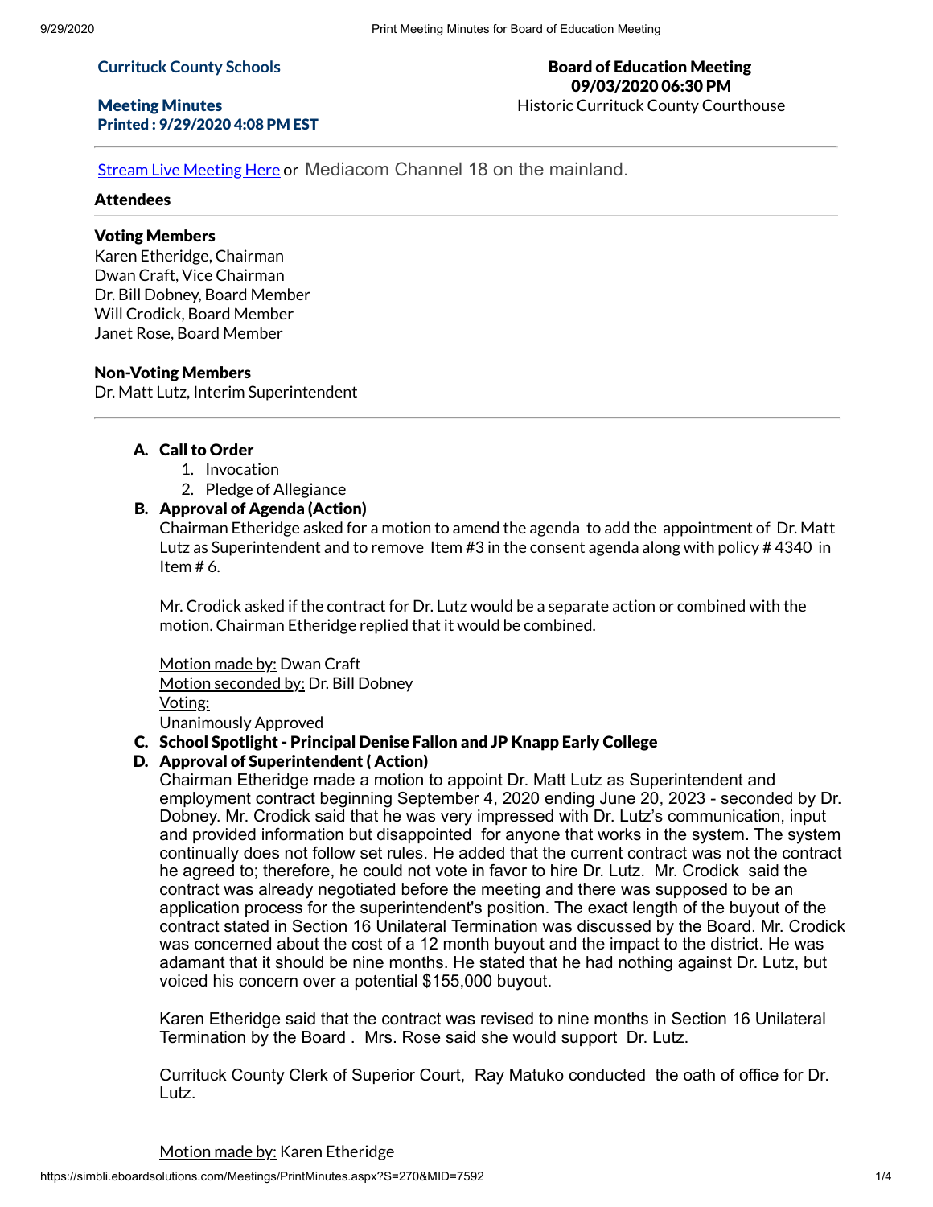**Currituck County Schools**

**Meeting Minutes**
**Printed : 9/29/2020 4:08 PM EST**

**Board of Education Meeting**
**09/03/2020 06:30 PM**
Historic Currituck County Courthouse

---

[Stream Live Meeting Here](#) or Mediacom Channel 18 on the mainland.

### Attendees

---

**Voting Members**
Karen Etheridge, Chairman
Dwan Craft, Vice Chairman
Dr. Bill Dobney, Board Member
Will Crodick, Board Member
Janet Rose, Board Member

**Non-Voting Members**
Dr. Matt Lutz, Interim Superintendent

---

**A. Call to Order**
1. Invocation
2. Pledge of Allegiance

**B. Approval of Agenda (Action)**

Chairman Etheridge asked for a motion to amend the agenda to add the appointment of Dr. Matt Lutz as Superintendent and to remove Item #3 in the consent agenda along with policy # 4340 in Item # 6.

Mr. Crodick asked if the contract for Dr. Lutz would be a separate action or combined with the motion. Chairman Etheridge replied that it would be combined.

Motion made by: Dwan Craft
Motion seconded by: Dr. Bill Dobney
Voting:
Unanimously Approved

**C. School Spotlight - Principal Denise Fallon and JP Knapp Early College**

**D. Approval of Superintendent ( Action)**

Chairman Etheridge made a motion to appoint Dr. Matt Lutz as Superintendent and employment contract beginning September 4, 2020 ending June 20, 2023 - seconded by Dr. Dobney. Mr. Crodick said that he was very impressed with Dr. Lutz's communication, input and provided information but disappointed for anyone that works in the system. The system continually does not follow set rules. He added that the current contract was not the contract he agreed to; therefore, he could not vote in favor to hire Dr. Lutz. Mr. Crodick said the contract was already negotiated before the meeting and there was supposed to be an application process for the superintendent's position. The exact length of the buyout of the contract stated in Section 16 Unilateral Termination was discussed by the Board. Mr. Crodick was concerned about the cost of a 12 month buyout and the impact to the district. He was adamant that it should be nine months. He stated that he had nothing against Dr. Lutz, but voiced his concern over a potential $155,000 buyout.

Karen Etheridge said that the contract was revised to nine months in Section 16 Unilateral Termination by the Board . Mrs. Rose said she would support Dr. Lutz.

Currituck County Clerk of Superior Court, Ray Matuko conducted the oath of office for Dr. Lutz.

Motion made by: Karen Etheridge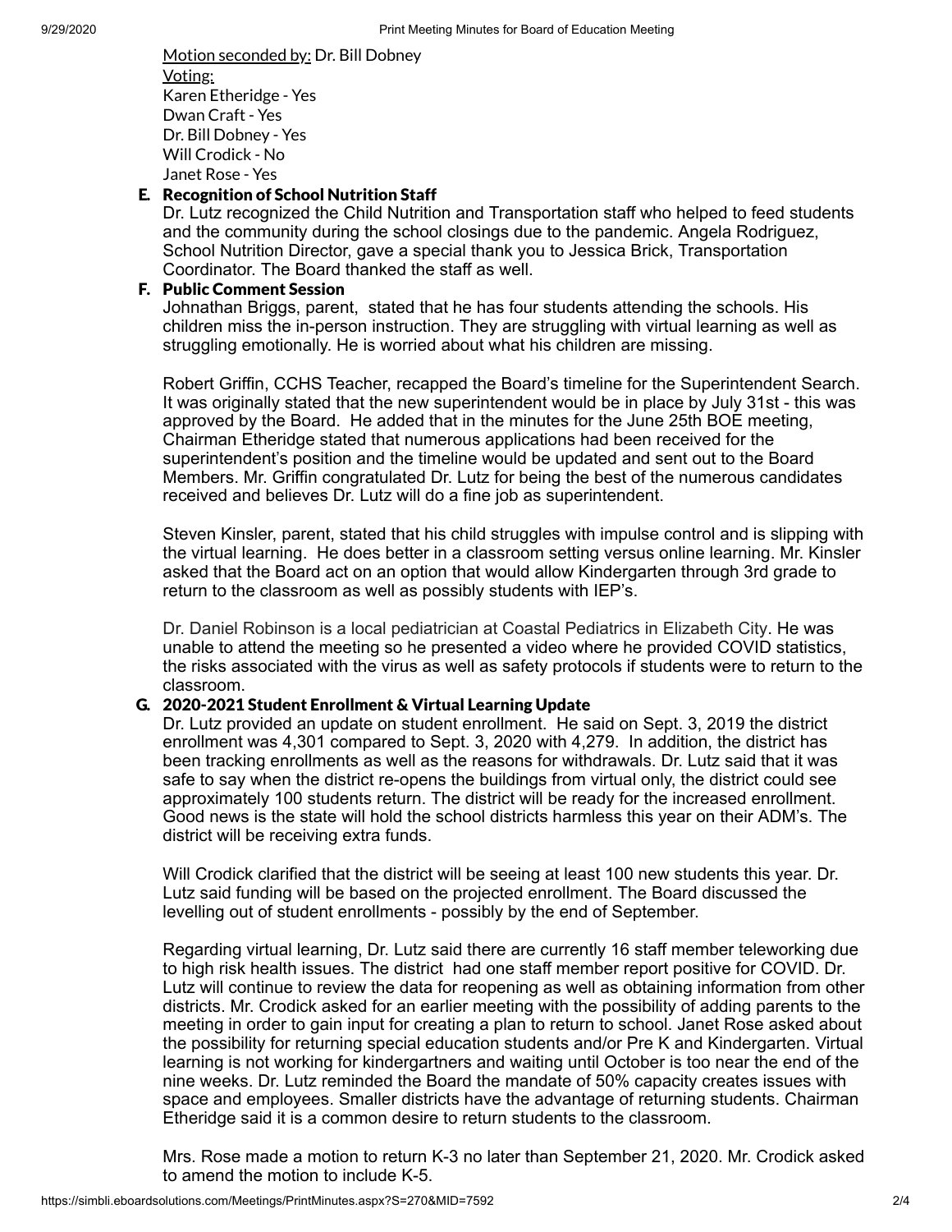Motion seconded by: Dr. Bill Dobney
Voting:
Karen Etheridge - Yes
Dwan Craft - Yes
Dr. Bill Dobney - Yes
Will Crodick - No
Janet Rose - Yes

**E. Recognition of School Nutrition Staff**

Dr. Lutz recognized the Child Nutrition and Transportation staff who helped to feed students and the community during the school closings due to the pandemic. Angela Rodriguez, School Nutrition Director, gave a special thank you to Jessica Brick, Transportation Coordinator. The Board thanked the staff as well.

**F. Public Comment Session**

Johnathan Briggs, parent, stated that he has four students attending the schools. His children miss the in-person instruction. They are struggling with virtual learning as well as struggling emotionally. He is worried about what his children are missing.

Robert Griffin, CCHS Teacher, recapped the Board's timeline for the Superintendent Search. It was originally stated that the new superintendent would be in place by July 31st - this was approved by the Board. He added that in the minutes for the June 25th BOE meeting, Chairman Etheridge stated that numerous applications had been received for the superintendent's position and the timeline would be updated and sent out to the Board Members. Mr. Griffin congratulated Dr. Lutz for being the best of the numerous candidates received and believes Dr. Lutz will do a fine job as superintendent.

Steven Kinsler, parent, stated that his child struggles with impulse control and is slipping with the virtual learning. He does better in a classroom setting versus online learning. Mr. Kinsler asked that the Board act on an option that would allow Kindergarten through 3rd grade to return to the classroom as well as possibly students with IEP's.

Dr. Daniel Robinson is a local pediatrician at Coastal Pediatrics in Elizabeth City. He was unable to attend the meeting so he presented a video where he provided COVID statistics, the risks associated with the virus as well as safety protocols if students were to return to the classroom.

**G. 2020-2021 Student Enrollment & Virtual Learning Update**

Dr. Lutz provided an update on student enrollment. He said on Sept. 3, 2019 the district enrollment was 4,301 compared to Sept. 3, 2020 with 4,279. In addition, the district has been tracking enrollments as well as the reasons for withdrawals. Dr. Lutz said that it was safe to say when the district re-opens the buildings from virtual only, the district could see approximately 100 students return. The district will be ready for the increased enrollment. Good news is the state will hold the school districts harmless this year on their ADM's. The district will be receiving extra funds.

Will Crodick clarified that the district will be seeing at least 100 new students this year. Dr. Lutz said funding will be based on the projected enrollment. The Board discussed the levelling out of student enrollments - possibly by the end of September.

Regarding virtual learning, Dr. Lutz said there are currently 16 staff member teleworking due to high risk health issues. The district had one staff member report positive for COVID. Dr. Lutz will continue to review the data for reopening as well as obtaining information from other districts. Mr. Crodick asked for an earlier meeting with the possibility of adding parents to the meeting in order to gain input for creating a plan to return to school. Janet Rose asked about the possibility for returning special education students and/or Pre K and Kindergarten. Virtual learning is not working for kindergartners and waiting until October is too near the end of the nine weeks. Dr. Lutz reminded the Board the mandate of 50% capacity creates issues with space and employees. Smaller districts have the advantage of returning students. Chairman Etheridge said it is a common desire to return students to the classroom.

Mrs. Rose made a motion to return K-3 no later than September 21, 2020. Mr. Crodick asked to amend the motion to include K-5.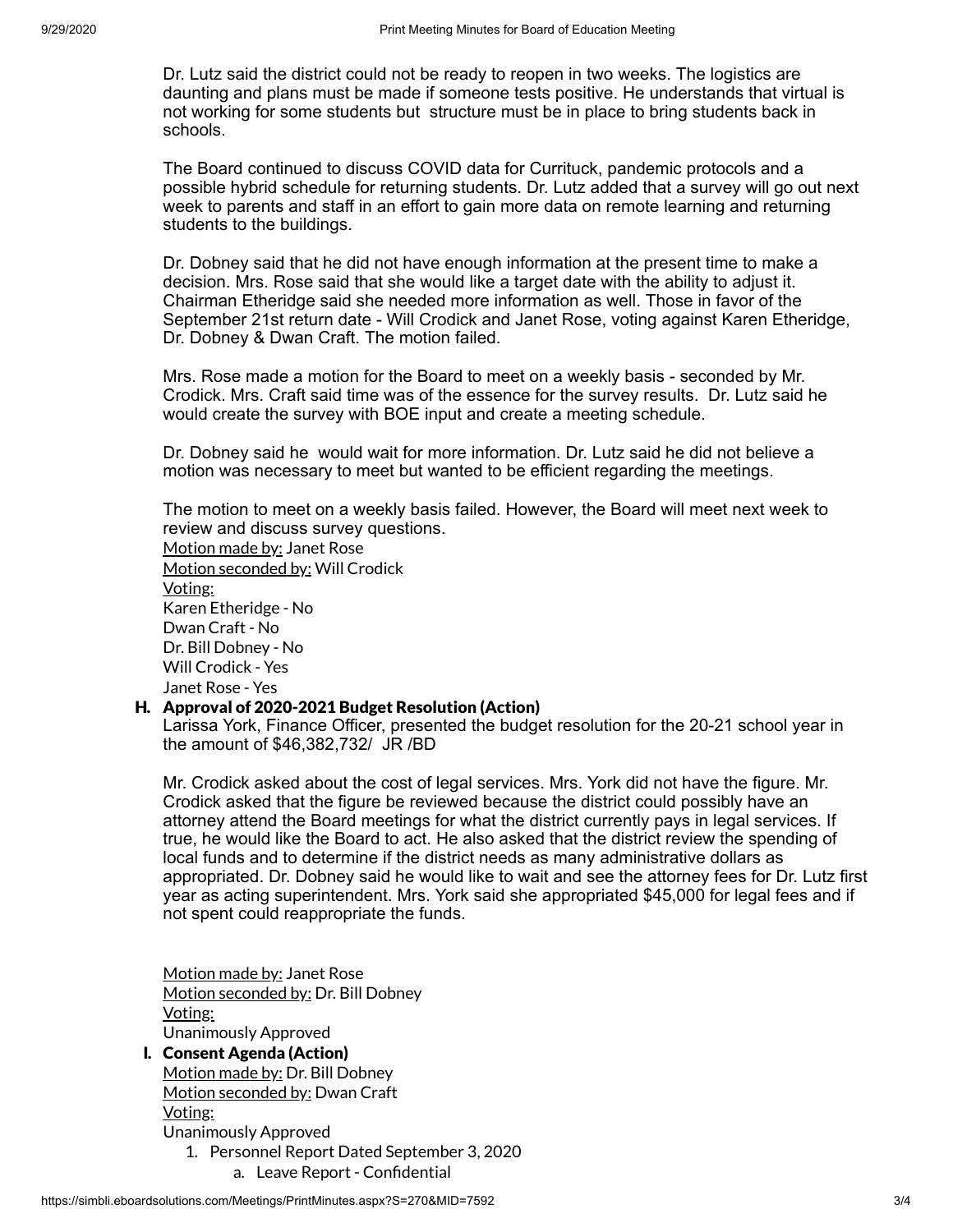Dr. Lutz said the district could not be ready to reopen in two weeks. The logistics are daunting and plans must be made if someone tests positive. He understands that virtual is not working for some students but structure must be in place to bring students back in schools.

The Board continued to discuss COVID data for Currituck, pandemic protocols and a possible hybrid schedule for returning students. Dr. Lutz added that a survey will go out next week to parents and staff in an effort to gain more data on remote learning and returning students to the buildings.

Dr. Dobney said that he did not have enough information at the present time to make a decision. Mrs. Rose said that she would like a target date with the ability to adjust it. Chairman Etheridge said she needed more information as well. Those in favor of the September 21st return date - Will Crodick and Janet Rose, voting against Karen Etheridge, Dr. Dobney & Dwan Craft. The motion failed.

Mrs. Rose made a motion for the Board to meet on a weekly basis - seconded by Mr. Crodick. Mrs. Craft said time was of the essence for the survey results. Dr. Lutz said he would create the survey with BOE input and create a meeting schedule.

Dr. Dobney said he would wait for more information. Dr. Lutz said he did not believe a motion was necessary to meet but wanted to be efficient regarding the meetings.

The motion to meet on a weekly basis failed. However, the Board will meet next week to review and discuss survey questions.

Motion made by: Janet Rose
Motion seconded by: Will Crodick
Voting:
Karen Etheridge - No
Dwan Craft - No
Dr. Bill Dobney - No
Will Crodick - Yes
Janet Rose - Yes

### H. Approval of 2020-2021 Budget Resolution (Action)

Larissa York, Finance Officer, presented the budget resolution for the 20-21 school year in the amount of $46,382,732/ JR /BD

Mr. Crodick asked about the cost of legal services. Mrs. York did not have the figure. Mr. Crodick asked that the figure be reviewed because the district could possibly have an attorney attend the Board meetings for what the district currently pays in legal services. If true, he would like the Board to act. He also asked that the district review the spending of local funds and to determine if the district needs as many administrative dollars as appropriated. Dr. Dobney said he would like to wait and see the attorney fees for Dr. Lutz first year as acting superintendent. Mrs. York said she appropriated $45,000 for legal fees and if not spent could reappropriate the funds.

Motion made by: Janet Rose
Motion seconded by: Dr. Bill Dobney
Voting:
Unanimously Approved

### I. Consent Agenda (Action)

Motion made by: Dr. Bill Dobney
Motion seconded by: Dwan Craft
Voting:
Unanimously Approved

1. Personnel Report Dated September 3, 2020
   a. Leave Report - Confidential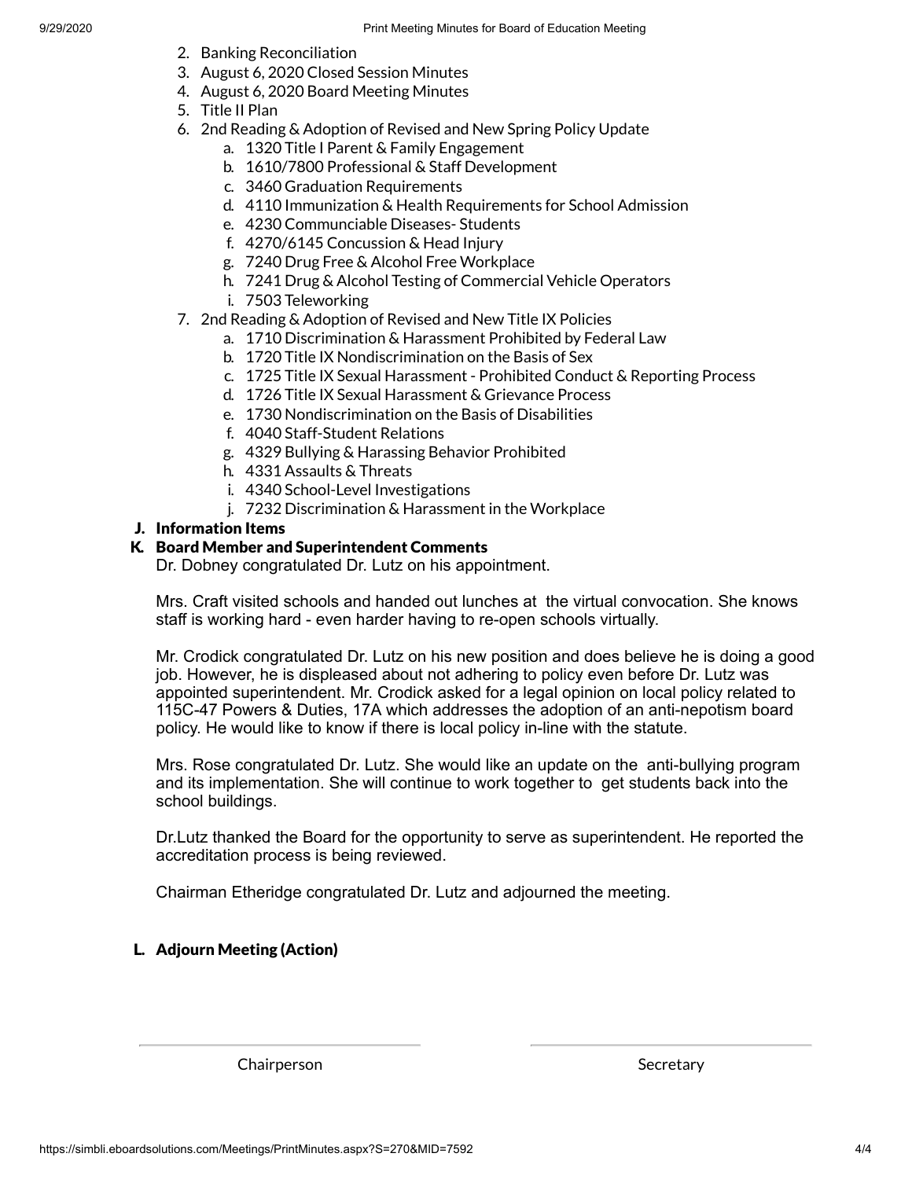2. Banking Reconciliation
3. August 6, 2020 Closed Session Minutes
4. August 6, 2020 Board Meeting Minutes
5. Title II Plan
6. 2nd Reading & Adoption of Revised and New Spring Policy Update
    a. 1320 Title I Parent & Family Engagement
    b. 1610/7800 Professional & Staff Development
    c. 3460 Graduation Requirements
    d. 4110 Immunization & Health Requirements for School Admission
    e. 4230 Communciable Diseases- Students
    f. 4270/6145 Concussion & Head Injury
    g. 7240 Drug Free & Alcohol Free Workplace
    h. 7241 Drug & Alcohol Testing of Commercial Vehicle Operators
    i. 7503 Teleworking
7. 2nd Reading & Adoption of Revised and New Title IX Policies
    a. 1710 Discrimination & Harassment Prohibited by Federal Law
    b. 1720 Title IX Nondiscrimination on the Basis of Sex
    c. 1725 Title IX Sexual Harassment - Prohibited Conduct & Reporting Process
    d. 1726 Title IX Sexual Harassment & Grievance Process
    e. 1730 Nondiscrimination on the Basis of Disabilities
    f. 4040 Staff-Student Relations
    g. 4329 Bullying & Harassing Behavior Prohibited
    h. 4331 Assaults & Threats
    i. 4340 School-Level Investigations
    j. 7232 Discrimination & Harassment in the Workplace

**J. Information Items**

**K. Board Member and Superintendent Comments**

Dr. Dobney congratulated Dr. Lutz on his appointment.

Mrs. Craft visited schools and handed out lunches at the virtual convocation. She knows staff is working hard - even harder having to re-open schools virtually.

Mr. Crodick congratulated Dr. Lutz on his new position and does believe he is doing a good job. However, he is displeased about not adhering to policy even before Dr. Lutz was appointed superintendent. Mr. Crodick asked for a legal opinion on local policy related to 115C-47 Powers & Duties, 17A which addresses the adoption of an anti-nepotism board policy. He would like to know if there is local policy in-line with the statute.

Mrs. Rose congratulated Dr. Lutz. She would like an update on the anti-bullying program and its implementation. She will continue to work together to get students back into the school buildings.

Dr.Lutz thanked the Board for the opportunity to serve as superintendent. He reported the accreditation process is being reviewed.

Chairman Etheridge congratulated Dr. Lutz and adjourned the meeting.

**L. Adjourn Meeting (Action)**

Chairperson

Secretary